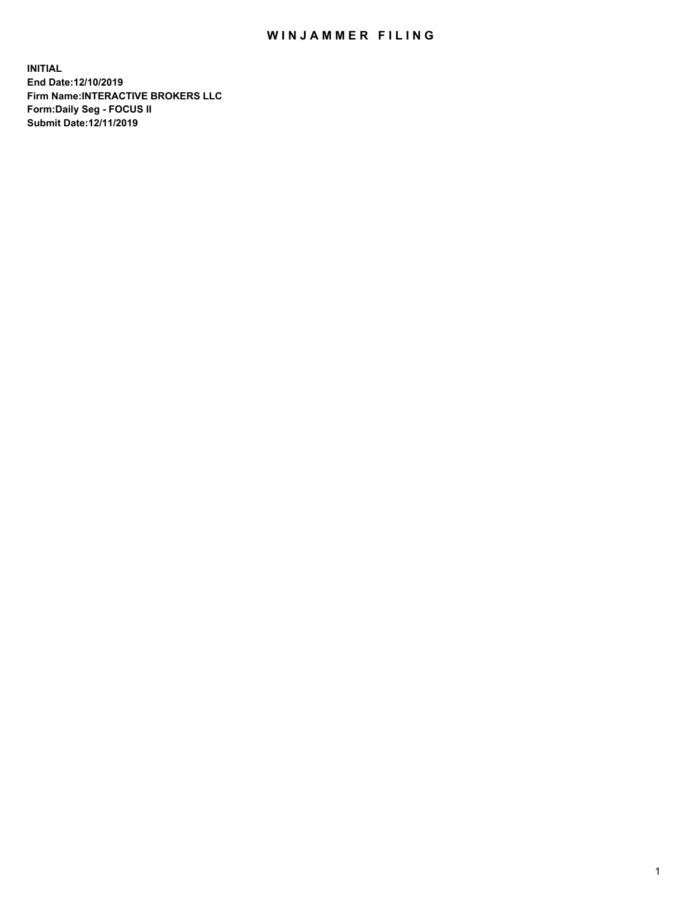# WINJAMMER FILING

**INITIAL**
**End Date:12/10/2019**
**Firm Name:INTERACTIVE BROKERS LLC**
**Form:Daily Seg - FOCUS II**
**Submit Date:12/11/2019**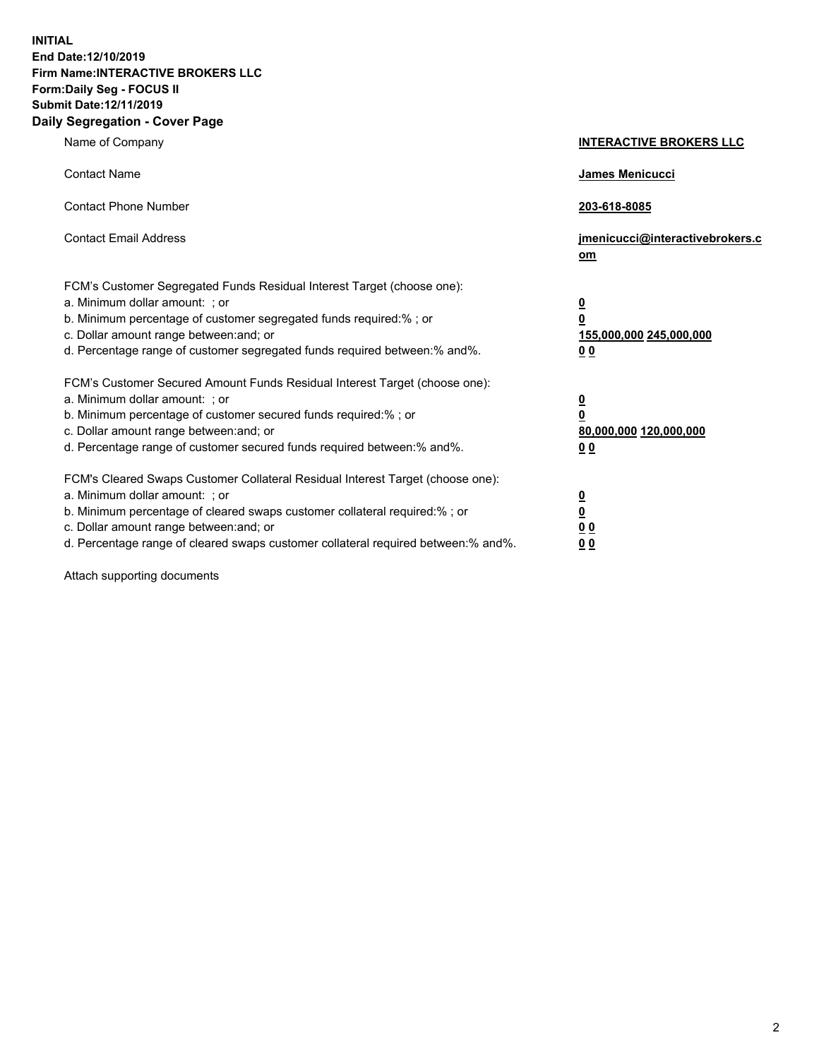**INITIAL**
**End Date:12/10/2019**
**Firm Name:INTERACTIVE BROKERS LLC**
**Form:Daily Seg - FOCUS II**
**Submit Date:12/11/2019**
**Daily Segregation - Cover Page**

| | |
|---|---|
| Name of Company | **INTERACTIVE BROKERS LLC** |
| Contact Name | **James Menicucci** |
| Contact Phone Number | **203-618-8085** |
| Contact Email Address | **jmenicucci@interactivebrokers.com** |
| FCM's Customer Segregated Funds Residual Interest Target (choose one): | |
| a. Minimum dollar amount: ; or | **0** |
| b. Minimum percentage of customer segregated funds required:% ; or | **0** |
| c. Dollar amount range between:and; or | **155,000,000 245,000,000** |
| d. Percentage range of customer segregated funds required between:% and%. | **0 0** |
| FCM's Customer Secured Amount Funds Residual Interest Target (choose one): | |
| a. Minimum dollar amount: ; or | **0** |
| b. Minimum percentage of customer secured funds required:% ; or | **0** |
| c. Dollar amount range between:and; or | **80,000,000 120,000,000** |
| d. Percentage range of customer secured funds required between:% and%. | **0 0** |
| FCM's Cleared Swaps Customer Collateral Residual Interest Target (choose one): | |
| a. Minimum dollar amount: ; or | **0** |
| b. Minimum percentage of cleared swaps customer collateral required:% ; or | **0** |
| c. Dollar amount range between:and; or | **0 0** |
| d. Percentage range of cleared swaps customer collateral required between:% and%. | **0 0** |

Attach supporting documents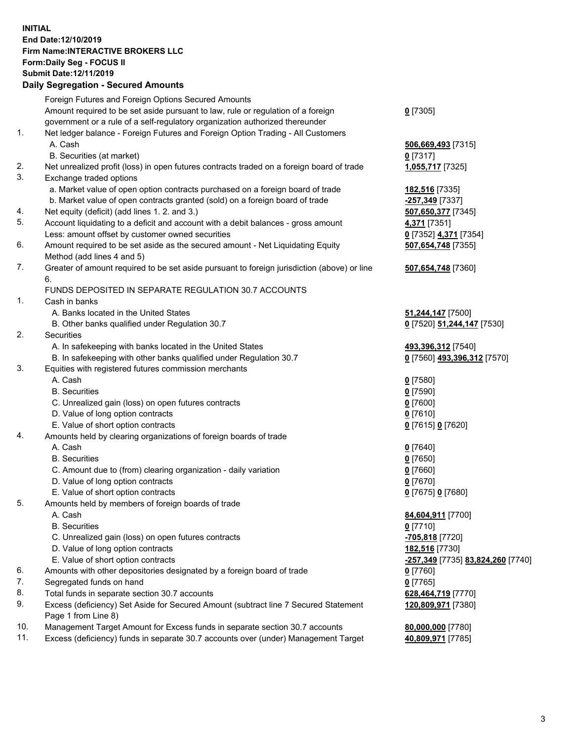**INITIAL**
**End Date:12/10/2019**
**Firm Name:INTERACTIVE BROKERS LLC**
**Form:Daily Seg - FOCUS II**
**Submit Date:12/11/2019**
**Daily Segregation - Secured Amounts**

| | | |
|---|---|---|
| | Foreign Futures and Foreign Options Secured Amounts | |
| | Amount required to be set aside pursuant to law, rule or regulation of a foreign government or a rule of a self-regulatory organization authorized thereunder | **0** [7305] |
| 1. | Net ledger balance - Foreign Futures and Foreign Option Trading - All Customers | |
| | A. Cash | **506,669,493** [7315] |
| | B. Securities (at market) | **0** [7317] |
| 2. | Net unrealized profit (loss) in open futures contracts traded on a foreign board of trade | **1,055,717** [7325] |
| 3. | Exchange traded options | |
| | a. Market value of open option contracts purchased on a foreign board of trade | **182,516** [7335] |
| | b. Market value of open contracts granted (sold) on a foreign board of trade | **-257,349** [7337] |
| 4. | Net equity (deficit) (add lines 1. 2. and 3.) | **507,650,377** [7345] |
| 5. | Account liquidating to a deficit and account with a debit balances - gross amount | **4,371** [7351] |
| | Less: amount offset by customer owned securities | **0** [7352] **4,371** [7354] |
| 6. | Amount required to be set aside as the secured amount - Net Liquidating Equity Method (add lines 4 and 5) | **507,654,748** [7355] |
| 7. | Greater of amount required to be set aside pursuant to foreign jurisdiction (above) or line 6. | **507,654,748** [7360] |
| | FUNDS DEPOSITED IN SEPARATE REGULATION 30.7 ACCOUNTS | |
| 1. | Cash in banks | |
| | A. Banks located in the United States | **51,244,147** [7500] |
| | B. Other banks qualified under Regulation 30.7 | **0** [7520] **51,244,147** [7530] |
| 2. | Securities | |
| | A. In safekeeping with banks located in the United States | **493,396,312** [7540] |
| | B. In safekeeping with other banks qualified under Regulation 30.7 | **0** [7560] **493,396,312** [7570] |
| 3. | Equities with registered futures commission merchants | |
| | A. Cash | **0** [7580] |
| | B. Securities | **0** [7590] |
| | C. Unrealized gain (loss) on open futures contracts | **0** [7600] |
| | D. Value of long option contracts | **0** [7610] |
| | E. Value of short option contracts | **0** [7615] **0** [7620] |
| 4. | Amounts held by clearing organizations of foreign boards of trade | |
| | A. Cash | **0** [7640] |
| | B. Securities | **0** [7650] |
| | C. Amount due to (from) clearing organization - daily variation | **0** [7660] |
| | D. Value of long option contracts | **0** [7670] |
| | E. Value of short option contracts | **0** [7675] **0** [7680] |
| 5. | Amounts held by members of foreign boards of trade | |
| | A. Cash | **84,604,911** [7700] |
| | B. Securities | **0** [7710] |
| | C. Unrealized gain (loss) on open futures contracts | **-705,818** [7720] |
| | D. Value of long option contracts | **182,516** [7730] |
| | E. Value of short option contracts | **-257,349** [7735] **83,824,260** [7740] |
| 6. | Amounts with other depositories designated by a foreign board of trade | **0** [7760] |
| 7. | Segregated funds on hand | **0** [7765] |
| 8. | Total funds in separate section 30.7 accounts | **628,464,719** [7770] |
| 9. | Excess (deficiency) Set Aside for Secured Amount (subtract line 7 Secured Statement Page 1 from Line 8) | **120,809,971** [7380] |
| 10. | Management Target Amount for Excess funds in separate section 30.7 accounts | **80,000,000** [7780] |
| 11. | Excess (deficiency) funds in separate 30.7 accounts over (under) Management Target | **40,809,971** [7785] |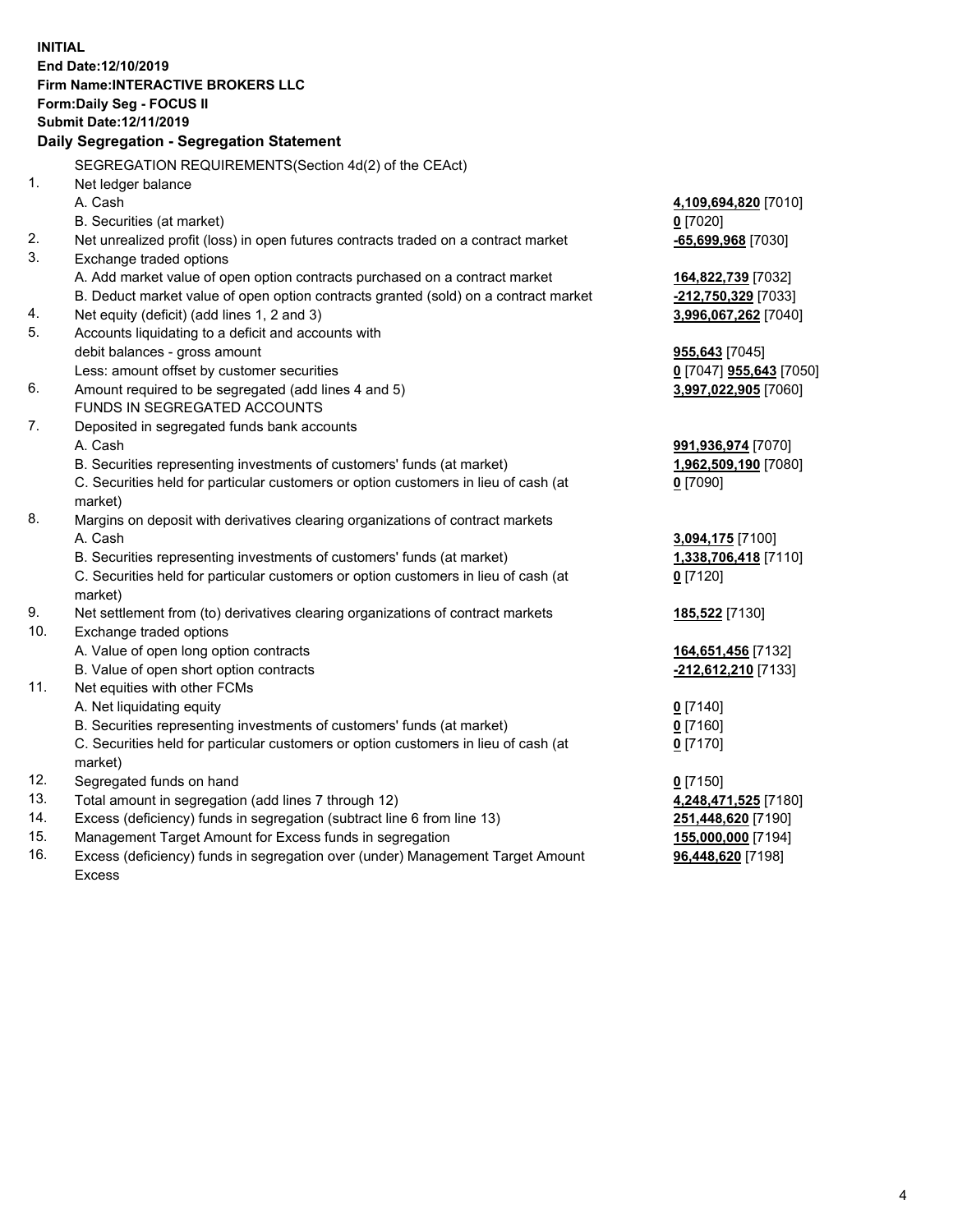**INITIAL**
**End Date:12/10/2019**
**Firm Name:INTERACTIVE BROKERS LLC**
**Form:Daily Seg - FOCUS II**
**Submit Date:12/11/2019**

**Daily Segregation - Segregation Statement**

| | | |
|---|---|---|
| | SEGREGATION REQUIREMENTS(Section 4d(2) of the CEAct) | |
| 1. | Net ledger balance | |
| | A. Cash | **4,109,694,820** [7010] |
| | B. Securities (at market) | **0** [7020] |
| 2. | Net unrealized profit (loss) in open futures contracts traded on a contract market | **-65,699,968** [7030] |
| 3. | Exchange traded options | |
| | A. Add market value of open option contracts purchased on a contract market | **164,822,739** [7032] |
| | B. Deduct market value of open option contracts granted (sold) on a contract market | **-212,750,329** [7033] |
| 4. | Net equity (deficit) (add lines 1, 2 and 3) | **3,996,067,262** [7040] |
| 5. | Accounts liquidating to a deficit and accounts with debit balances - gross amount | **955,643** [7045] |
| | Less: amount offset by customer securities | **0** [7047] **955,643** [7050] |
| 6. | Amount required to be segregated (add lines 4 and 5) | **3,997,022,905** [7060] |
| | FUNDS IN SEGREGATED ACCOUNTS | |
| 7. | Deposited in segregated funds bank accounts | |
| | A. Cash | **991,936,974** [7070] |
| | B. Securities representing investments of customers' funds (at market) | **1,962,509,190** [7080] |
| | C. Securities held for particular customers or option customers in lieu of cash (at market) | **0** [7090] |
| 8. | Margins on deposit with derivatives clearing organizations of contract markets | |
| | A. Cash | **3,094,175** [7100] |
| | B. Securities representing investments of customers' funds (at market) | **1,338,706,418** [7110] |
| | C. Securities held for particular customers or option customers in lieu of cash (at market) | **0** [7120] |
| 9. | Net settlement from (to) derivatives clearing organizations of contract markets | **185,522** [7130] |
| 10. | Exchange traded options | |
| | A. Value of open long option contracts | **164,651,456** [7132] |
| | B. Value of open short option contracts | **-212,612,210** [7133] |
| 11. | Net equities with other FCMs | |
| | A. Net liquidating equity | **0** [7140] |
| | B. Securities representing investments of customers' funds (at market) | **0** [7160] |
| | C. Securities held for particular customers or option customers in lieu of cash (at market) | **0** [7170] |
| 12. | Segregated funds on hand | **0** [7150] |
| 13. | Total amount in segregation (add lines 7 through 12) | **4,248,471,525** [7180] |
| 14. | Excess (deficiency) funds in segregation (subtract line 6 from line 13) | **251,448,620** [7190] |
| 15. | Management Target Amount for Excess funds in segregation | **155,000,000** [7194] |
| 16. | Excess (deficiency) funds in segregation over (under) Management Target Amount Excess | **96,448,620** [7198] |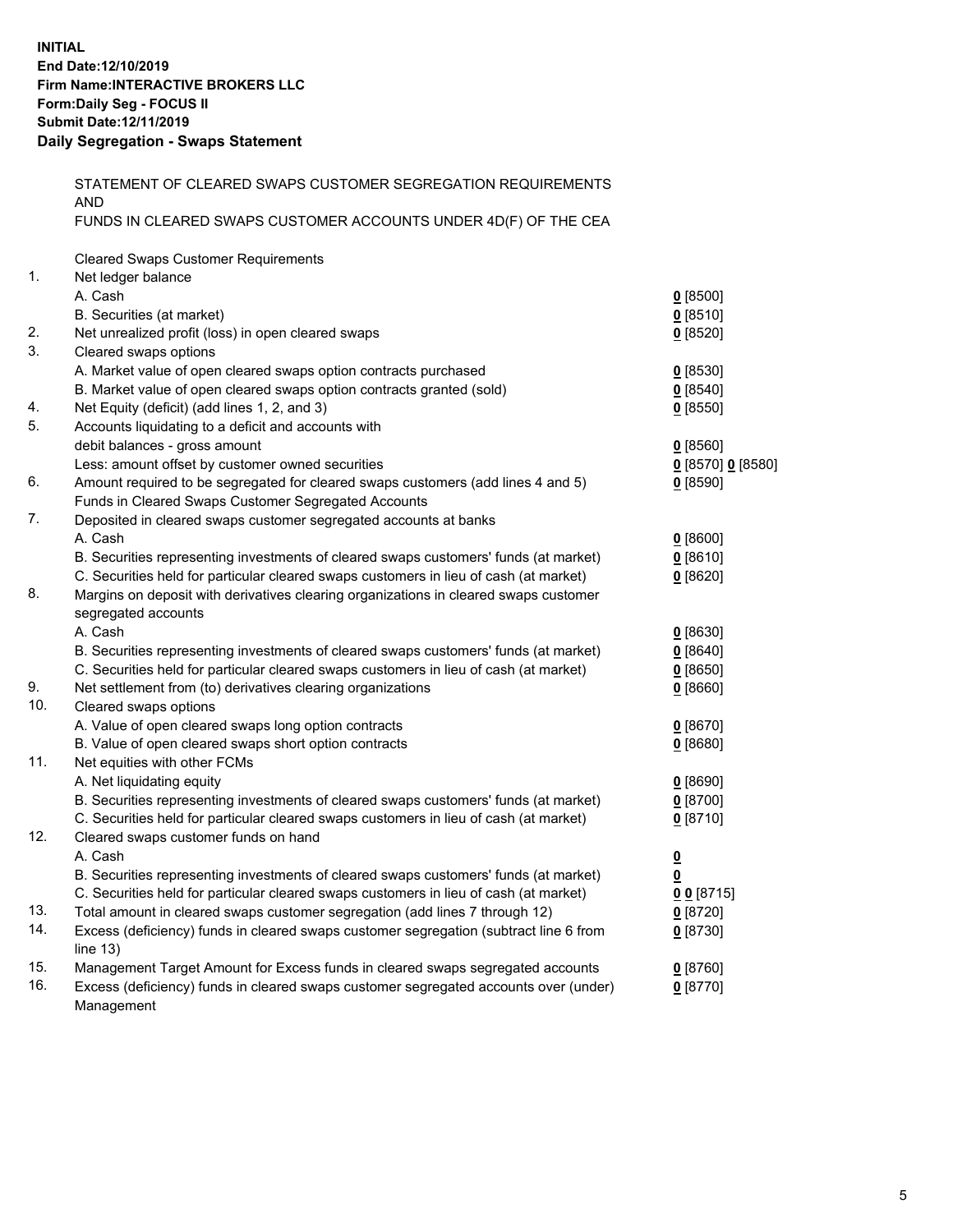**INITIAL**
**End Date:12/10/2019**
**Firm Name:INTERACTIVE BROKERS LLC**
**Form:Daily Seg - FOCUS II**
**Submit Date:12/11/2019**
**Daily Segregation - Swaps Statement**

STATEMENT OF CLEARED SWAPS CUSTOMER SEGREGATION REQUIREMENTS AND FUNDS IN CLEARED SWAPS CUSTOMER ACCOUNTS UNDER 4D(F) OF THE CEA

| | | |
|---|---|---|
| | Cleared Swaps Customer Requirements | |
| 1. | Net ledger balance | |
| | A. Cash | 0 [8500] |
| | B. Securities (at market) | 0 [8510] |
| 2. | Net unrealized profit (loss) in open cleared swaps | 0 [8520] |
| 3. | Cleared swaps options | |
| | A. Market value of open cleared swaps option contracts purchased | 0 [8530] |
| | B. Market value of open cleared swaps option contracts granted (sold) | 0 [8540] |
| 4. | Net Equity (deficit) (add lines 1, 2, and 3) | 0 [8550] |
| 5. | Accounts liquidating to a deficit and accounts with debit balances - gross amount | 0 [8560] |
| | Less: amount offset by customer owned securities | 0 [8570] 0 [8580] |
| 6. | Amount required to be segregated for cleared swaps customers (add lines 4 and 5) | 0 [8590] |
| | Funds in Cleared Swaps Customer Segregated Accounts | |
| 7. | Deposited in cleared swaps customer segregated accounts at banks | |
| | A. Cash | 0 [8600] |
| | B. Securities representing investments of cleared swaps customers' funds (at market) | 0 [8610] |
| | C. Securities held for particular cleared swaps customers in lieu of cash (at market) | 0 [8620] |
| 8. | Margins on deposit with derivatives clearing organizations in cleared swaps customer segregated accounts | |
| | A. Cash | 0 [8630] |
| | B. Securities representing investments of cleared swaps customers' funds (at market) | 0 [8640] |
| | C. Securities held for particular cleared swaps customers in lieu of cash (at market) | 0 [8650] |
| 9. | Net settlement from (to) derivatives clearing organizations | 0 [8660] |
| 10. | Cleared swaps options | |
| | A. Value of open cleared swaps long option contracts | 0 [8670] |
| | B. Value of open cleared swaps short option contracts | 0 [8680] |
| 11. | Net equities with other FCMs | |
| | A. Net liquidating equity | 0 [8690] |
| | B. Securities representing investments of cleared swaps customers' funds (at market) | 0 [8700] |
| | C. Securities held for particular cleared swaps customers in lieu of cash (at market) | 0 [8710] |
| 12. | Cleared swaps customer funds on hand | |
| | A. Cash | 0 |
| | B. Securities representing investments of cleared swaps customers' funds (at market) | 0 |
| | C. Securities held for particular cleared swaps customers in lieu of cash (at market) | 0 0 [8715] |
| 13. | Total amount in cleared swaps customer segregation (add lines 7 through 12) | 0 [8720] |
| 14. | Excess (deficiency) funds in cleared swaps customer segregation (subtract line 6 from line 13) | 0 [8730] |
| 15. | Management Target Amount for Excess funds in cleared swaps segregated accounts | 0 [8760] |
| 16. | Excess (deficiency) funds in cleared swaps customer segregated accounts over (under) Management | 0 [8770] |